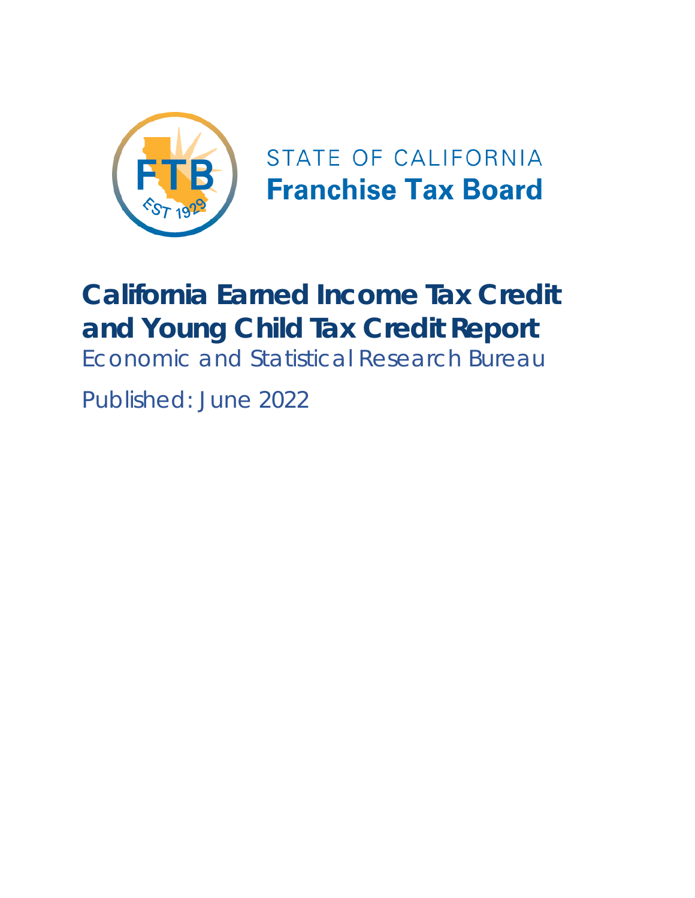STATE OF CALIFORNIA
**Franchise Tax Board**

# California Earned Income Tax Credit and Young Child Tax Credit Report

Economic and Statistical Research Bureau

Published: June 2022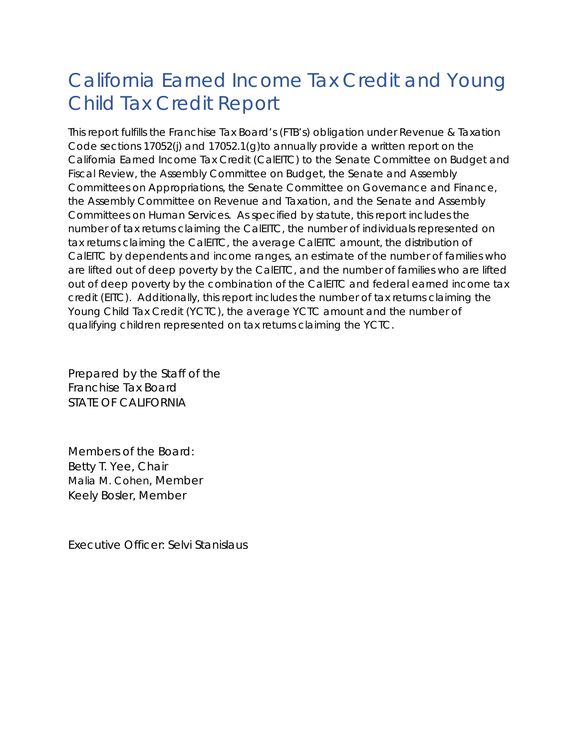# California Earned Income Tax Credit and Young Child Tax Credit Report

This report fulfills the Franchise Tax Board's (FTB's) obligation under Revenue & Taxation Code sections 17052(j) and 17052.1(g)to annually provide a written report on the California Earned Income Tax Credit (CalEITC) to the Senate Committee on Budget and Fiscal Review, the Assembly Committee on Budget, the Senate and Assembly Committees on Appropriations, the Senate Committee on Governance and Finance, the Assembly Committee on Revenue and Taxation, and the Senate and Assembly Committees on Human Services. As specified by statute, this report includes the number of tax returns claiming the CalEITC, the number of individuals represented on tax returns claiming the CalEITC, the average CalEITC amount, the distribution of CalEITC by dependents and income ranges, an estimate of the number of families who are lifted out of deep poverty by the CalEITC, and the number of families who are lifted out of deep poverty by the combination of the CalEITC and federal earned income tax credit (EITC). Additionally, this report includes the number of tax returns claiming the Young Child Tax Credit (YCTC), the average YCTC amount and the number of qualifying children represented on tax returns claiming the YCTC.

Prepared by the Staff of the
Franchise Tax Board
STATE OF CALIFORNIA

Members of the Board:
Betty T. Yee, Chair
Malia M. Cohen, Member
Keely Bosler, Member

Executive Officer: Selvi Stanislaus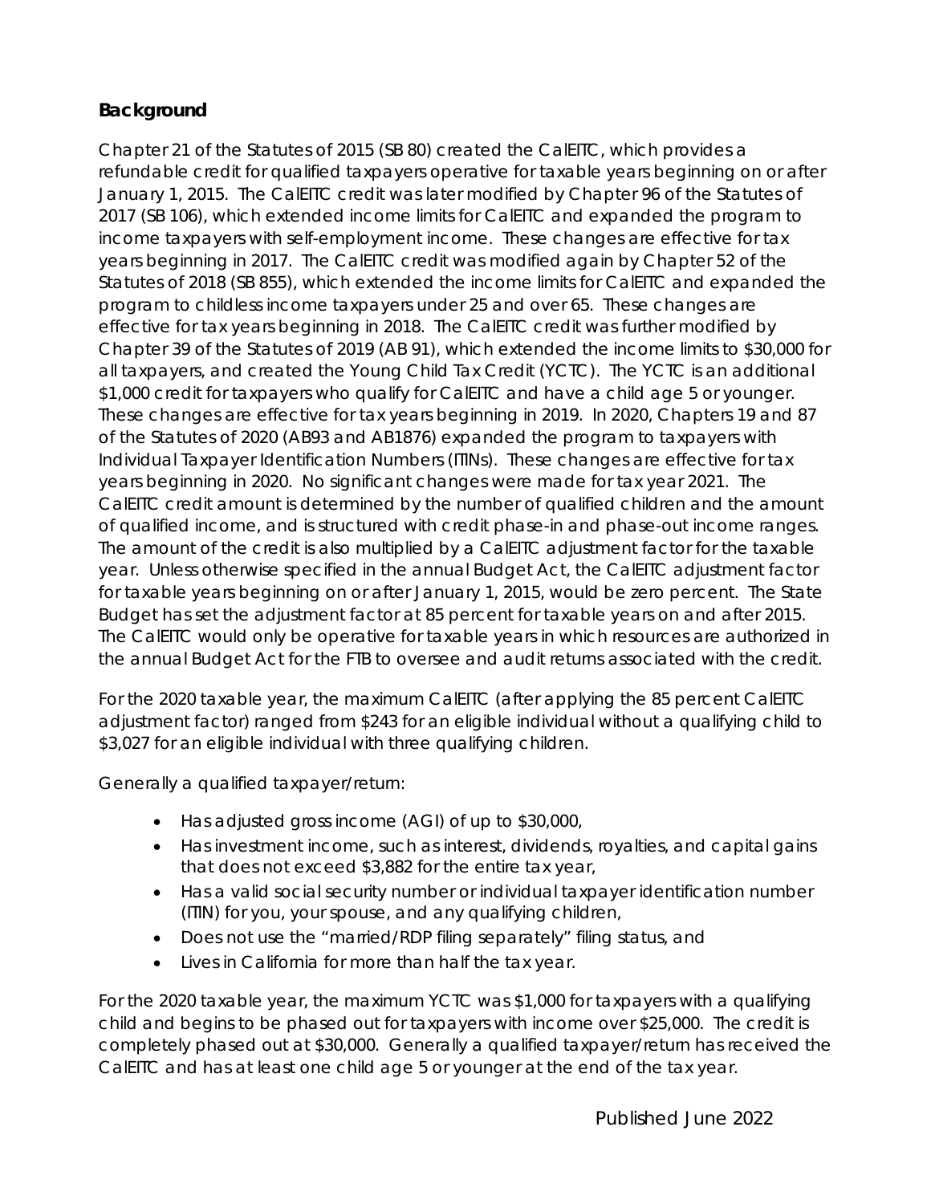## Background

Chapter 21 of the Statutes of 2015 (SB 80) created the CalEITC, which provides a refundable credit for qualified taxpayers operative for taxable years beginning on or after January 1, 2015. The CalEITC credit was later modified by Chapter 96 of the Statutes of 2017 (SB 106), which extended income limits for CalEITC and expanded the program to income taxpayers with self-employment income. These changes are effective for tax years beginning in 2017. The CalEITC credit was modified again by Chapter 52 of the Statutes of 2018 (SB 855), which extended the income limits for CalEITC and expanded the program to childless income taxpayers under 25 and over 65. These changes are effective for tax years beginning in 2018. The CalEITC credit was further modified by Chapter 39 of the Statutes of 2019 (AB 91), which extended the income limits to $30,000 for all taxpayers, and created the Young Child Tax Credit (YCTC). The YCTC is an additional $1,000 credit for taxpayers who qualify for CalEITC and have a child age 5 or younger. These changes are effective for tax years beginning in 2019. In 2020, Chapters 19 and 87 of the Statutes of 2020 (AB93 and AB1876) expanded the program to taxpayers with Individual Taxpayer Identification Numbers (ITINs). These changes are effective for tax years beginning in 2020. No significant changes were made for tax year 2021. The CalEITC credit amount is determined by the number of qualified children and the amount of qualified income, and is structured with credit phase-in and phase-out income ranges. The amount of the credit is also multiplied by a CalEITC adjustment factor for the taxable year. Unless otherwise specified in the annual Budget Act, the CalEITC adjustment factor for taxable years beginning on or after January 1, 2015, would be zero percent. The State Budget has set the adjustment factor at 85 percent for taxable years on and after 2015. The CalEITC would only be operative for taxable years in which resources are authorized in the annual Budget Act for the FTB to oversee and audit returns associated with the credit.

For the 2020 taxable year, the maximum CalEITC (after applying the 85 percent CalEITC adjustment factor) ranged from $243 for an eligible individual without a qualifying child to $3,027 for an eligible individual with three qualifying children.

Generally a qualified taxpayer/return:

- Has adjusted gross income (AGI) of up to $30,000,
- Has investment income, such as interest, dividends, royalties, and capital gains that does not exceed $3,882 for the entire tax year,
- Has a valid social security number or individual taxpayer identification number (ITIN) for you, your spouse, and any qualifying children,
- Does not use the "married/RDP filing separately" filing status, and
- Lives in California for more than half the tax year.

For the 2020 taxable year, the maximum YCTC was $1,000 for taxpayers with a qualifying child and begins to be phased out for taxpayers with income over $25,000. The credit is completely phased out at $30,000. Generally a qualified taxpayer/return has received the CalEITC and has at least one child age 5 or younger at the end of the tax year.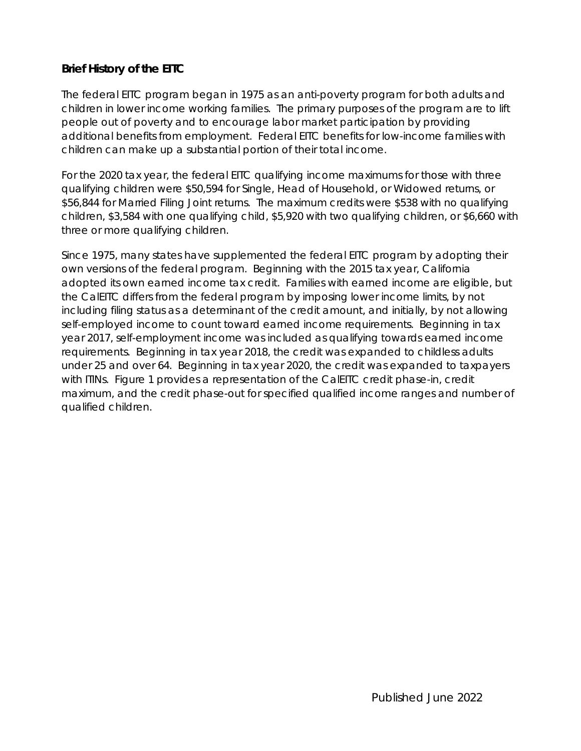## Brief History of the EITC

The federal EITC program began in 1975 as an anti-poverty program for both adults and children in lower income working families. The primary purposes of the program are to lift people out of poverty and to encourage labor market participation by providing additional benefits from employment. Federal EITC benefits for low-income families with children can make up a substantial portion of their total income.

For the 2020 tax year, the federal EITC qualifying income maximums for those with three qualifying children were $50,594 for Single, Head of Household, or Widowed returns, or $56,844 for Married Filing Joint returns. The maximum credits were $538 with no qualifying children, $3,584 with one qualifying child, $5,920 with two qualifying children, or $6,660 with three or more qualifying children.

Since 1975, many states have supplemented the federal EITC program by adopting their own versions of the federal program. Beginning with the 2015 tax year, California adopted its own earned income tax credit. Families with earned income are eligible, but the CalEITC differs from the federal program by imposing lower income limits, by not including filing status as a determinant of the credit amount, and initially, by not allowing self-employed income to count toward earned income requirements. Beginning in tax year 2017, self-employment income was included as qualifying towards earned income requirements. Beginning in tax year 2018, the credit was expanded to childless adults under 25 and over 64. Beginning in tax year 2020, the credit was expanded to taxpayers with ITINs. Figure 1 provides a representation of the CalEITC credit phase-in, credit maximum, and the credit phase-out for specified qualified income ranges and number of qualified children.

Published June 2022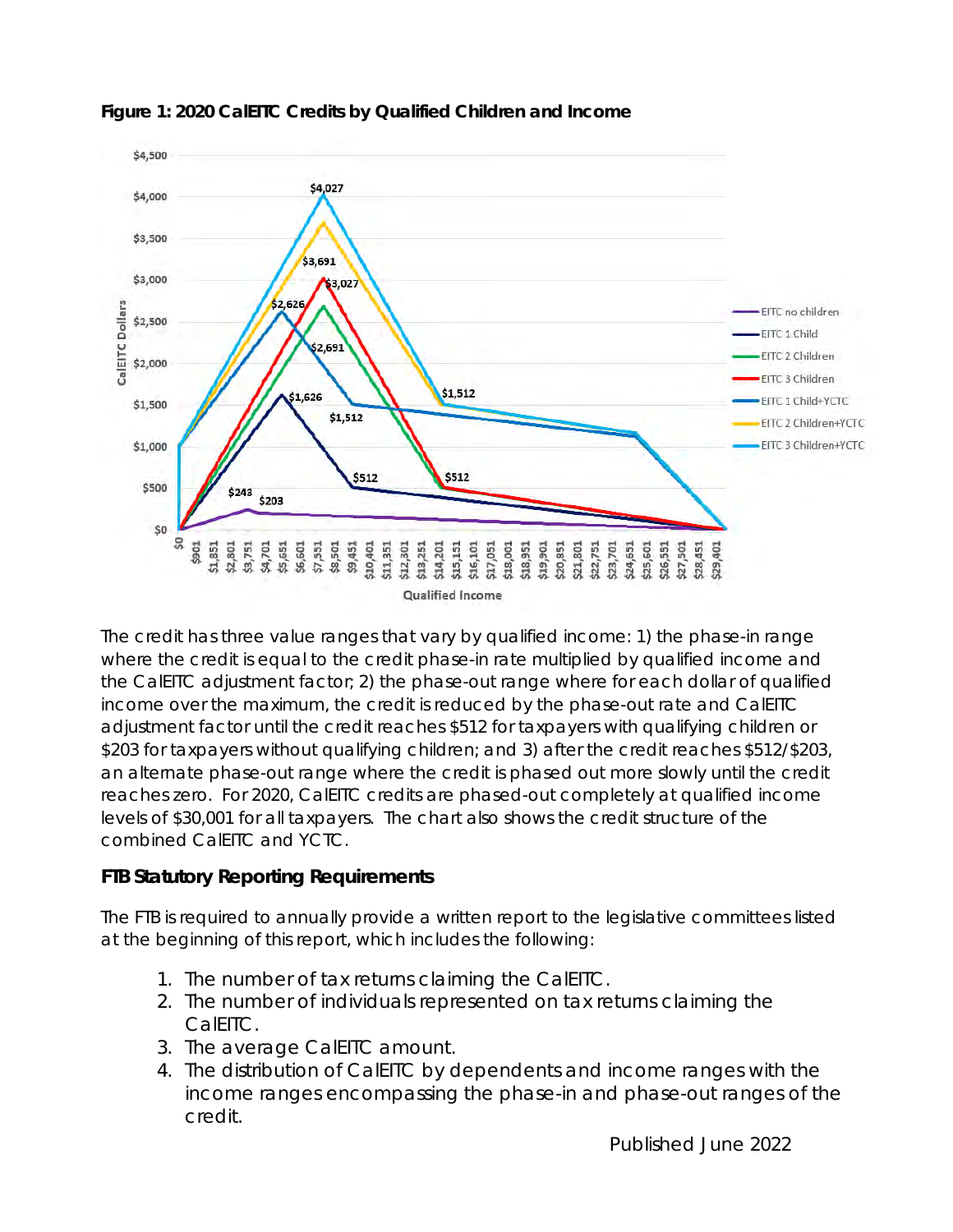**Figure 1: 2020 CalEITC Credits by Qualified Children and Income**

The credit has three value ranges that vary by qualified income: 1) the phase-in range where the credit is equal to the credit phase-in rate multiplied by qualified income and the CalEITC adjustment factor; 2) the phase-out range where for each dollar of qualified income over the maximum, the credit is reduced by the phase-out rate and CalEITC adjustment factor until the credit reaches $512 for taxpayers with qualifying children or $203 for taxpayers without qualifying children; and 3) after the credit reaches $512/$203, an alternate phase-out range where the credit is phased out more slowly until the credit reaches zero. For 2020, CalEITC credits are phased-out completely at qualified income levels of $30,001 for all taxpayers. The chart also shows the credit structure of the combined CalEITC and YCTC.

## FTB Statutory Reporting Requirements

The FTB is required to annually provide a written report to the legislative committees listed at the beginning of this report, which includes the following:

1. The number of tax returns claiming the CalEITC.
2. The number of individuals represented on tax returns claiming the CalEITC.
3. The average CalEITC amount.
4. The distribution of CalEITC by dependents and income ranges with the income ranges encompassing the phase-in and phase-out ranges of the credit.

Published June 2022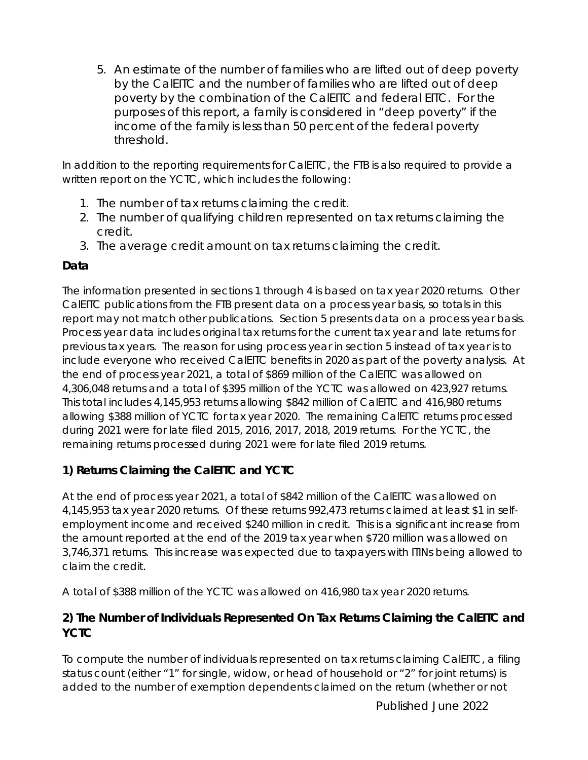5. An estimate of the number of families who are lifted out of deep poverty by the CalEITC and the number of families who are lifted out of deep poverty by the combination of the CalEITC and federal EITC. For the purposes of this report, a family is considered in "deep poverty" if the income of the family is less than 50 percent of the federal poverty threshold.

In addition to the reporting requirements for CalEITC, the FTB is also required to provide a written report on the YCTC, which includes the following:

1. The number of tax returns claiming the credit.
2. The number of qualifying children represented on tax returns claiming the credit.
3. The average credit amount on tax returns claiming the credit.

**Data**

The information presented in sections 1 through 4 is based on tax year 2020 returns. Other CalEITC publications from the FTB present data on a process year basis, so totals in this report may not match other publications. Section 5 presents data on a process year basis. Process year data includes original tax returns for the current tax year and late returns for previous tax years. The reason for using process year in section 5 instead of tax year is to include everyone who received CalEITC benefits in 2020 as part of the poverty analysis. At the end of process year 2021, a total of $869 million of the CalEITC was allowed on 4,306,048 returns and a total of $395 million of the YCTC was allowed on 423,927 returns. This total includes 4,145,953 returns allowing $842 million of CalEITC and 416,980 returns allowing $388 million of YCTC for tax year 2020. The remaining CalEITC returns processed during 2021 were for late filed 2015, 2016, 2017, 2018, 2019 returns. For the YCTC, the remaining returns processed during 2021 were for late filed 2019 returns.

## 1) Returns Claiming the CalEITC and YCTC

At the end of process year 2021, a total of $842 million of the CalEITC was allowed on 4,145,953 tax year 2020 returns. Of these returns 992,473 returns claimed at least $1 in self-employment income and received $240 million in credit. This is a significant increase from the amount reported at the end of the 2019 tax year when $720 million was allowed on 3,746,371 returns. This increase was expected due to taxpayers with ITINs being allowed to claim the credit.

A total of $388 million of the YCTC was allowed on 416,980 tax year 2020 returns.

## 2) The Number of Individuals Represented On Tax Returns Claiming the CalEITC and YCTC

To compute the number of individuals represented on tax returns claiming CalEITC, a filing status count (either "1" for single, widow, or head of household or "2" for joint returns) is added to the number of exemption dependents claimed on the return (whether or not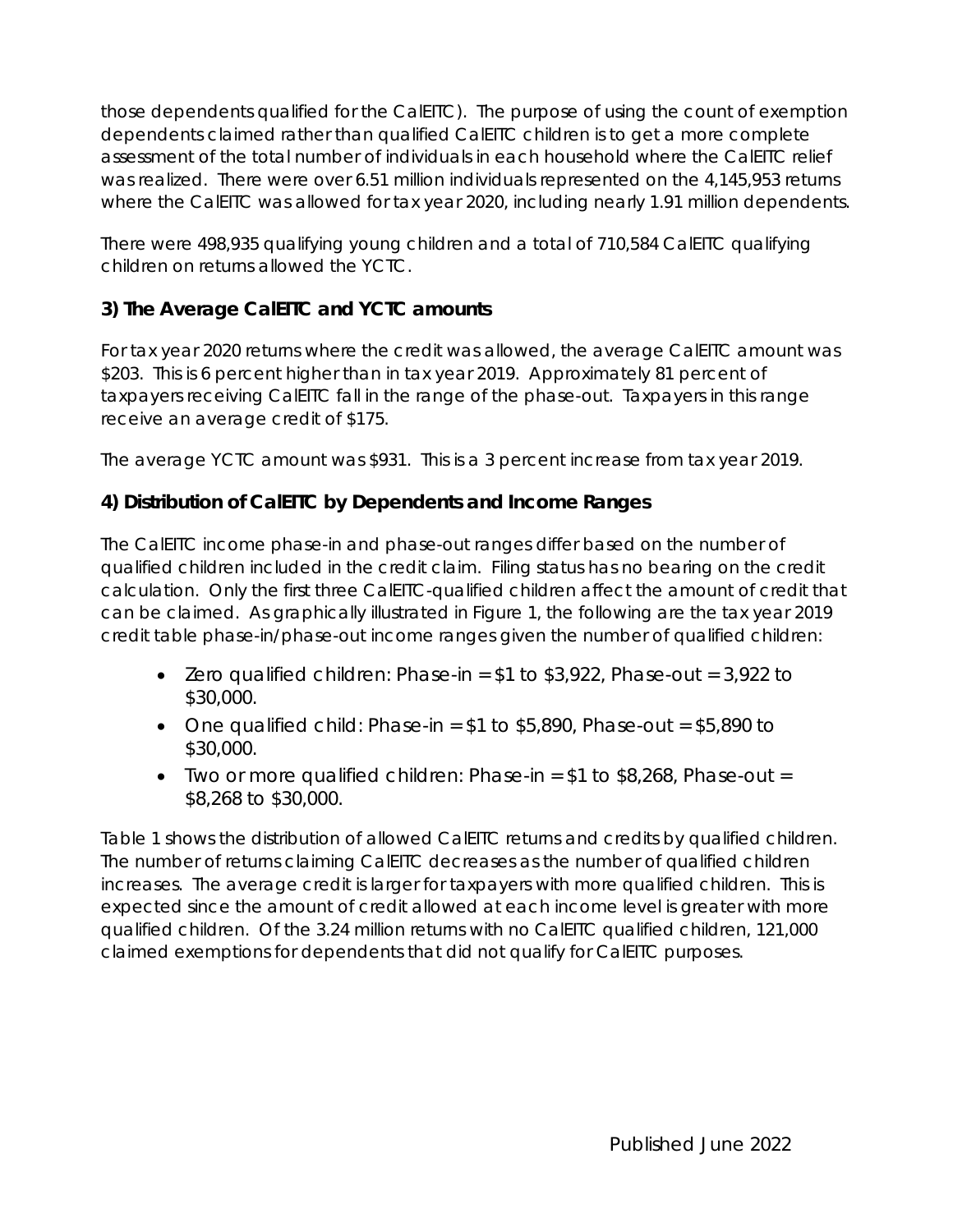those dependents qualified for the CalEITC). The purpose of using the count of exemption dependents claimed rather than qualified CalEITC children is to get a more complete assessment of the total number of individuals in each household where the CalEITC relief was realized. There were over 6.51 million individuals represented on the 4,145,953 returns where the CalEITC was allowed for tax year 2020, including nearly 1.91 million dependents.

There were 498,935 qualifying young children and a total of 710,584 CalEITC qualifying children on returns allowed the YCTC.

## 3) The Average CalEITC and YCTC amounts

For tax year 2020 returns where the credit was allowed, the average CalEITC amount was $203. This is 6 percent higher than in tax year 2019. Approximately 81 percent of taxpayers receiving CalEITC fall in the range of the phase-out. Taxpayers in this range receive an average credit of $175.

The average YCTC amount was $931. This is a 3 percent increase from tax year 2019.

## 4) Distribution of CalEITC by Dependents and Income Ranges

The CalEITC income phase-in and phase-out ranges differ based on the number of qualified children included in the credit claim. Filing status has no bearing on the credit calculation. Only the first three CalEITC-qualified children affect the amount of credit that can be claimed. As graphically illustrated in Figure 1, the following are the tax year 2019 credit table phase-in/phase-out income ranges given the number of qualified children:

- Zero qualified children: Phase-in = $1 to $3,922, Phase-out = 3,922 to $30,000.
- One qualified child: Phase-in = $1 to $5,890, Phase-out = $5,890 to $30,000.
- Two or more qualified children: Phase-in = $1 to $8,268, Phase-out = $8,268 to $30,000.

Table 1 shows the distribution of allowed CalEITC returns and credits by qualified children. The number of returns claiming CalEITC decreases as the number of qualified children increases. The average credit is larger for taxpayers with more qualified children. This is expected since the amount of credit allowed at each income level is greater with more qualified children. Of the 3.24 million returns with no CalEITC qualified children, 121,000 claimed exemptions for dependents that did not qualify for CalEITC purposes.

Published June 2022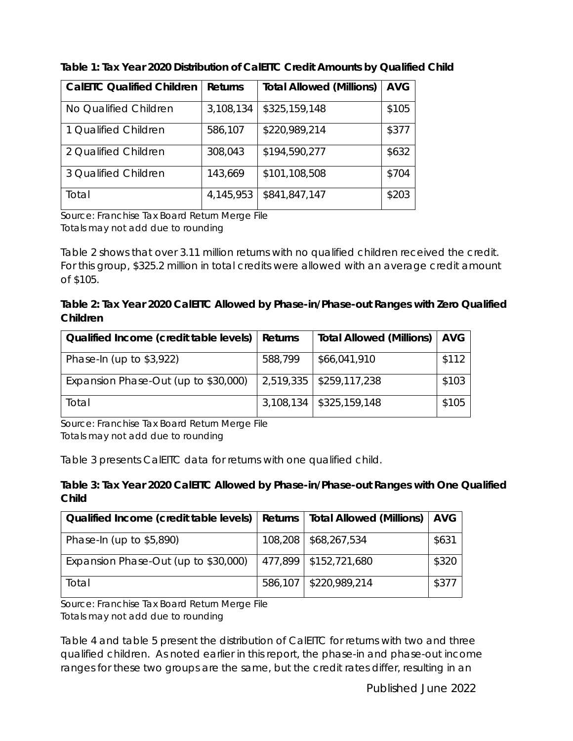**Table 1: Tax Year 2020 Distribution of CalEITC Credit Amounts by Qualified Child**

| CalEITC Qualified Children | Returns | Total Allowed (Millions) | AVG |
|---|---|---|---|
| No Qualified Children | 3,108,134 | $325,159,148 | $105 |
| 1 Qualified Children | 586,107 | $220,989,214 | $377 |
| 2 Qualified Children | 308,043 | $194,590,277 | $632 |
| 3 Qualified Children | 143,669 | $101,108,508 | $704 |
| Total | 4,145,953 | $841,847,147 | $203 |

*Source: Franchise Tax Board Return Merge File*
*Totals may not add due to rounding*

Table 2 shows that over 3.11 million returns with no qualified children received the credit. For this group, $325.2 million in total credits were allowed with an average credit amount of $105.

**Table 2: Tax Year 2020 CalEITC Allowed by Phase-in/Phase-out Ranges with Zero Qualified Children**

| Qualified Income (credit table levels) | Returns | Total Allowed (Millions) | AVG |
|---|---|---|---|
| Phase-In (up to $3,922) | 588,799 | $66,041,910 | $112 |
| Expansion Phase-Out (up to $30,000) | 2,519,335 | $259,117,238 | $103 |
| Total | 3,108,134 | $325,159,148 | $105 |

*Source: Franchise Tax Board Return Merge File*
*Totals may not add due to rounding*

Table 3 presents CalEITC data for returns with one qualified child.

**Table 3: Tax Year 2020 CalEITC Allowed by Phase-in/Phase-out Ranges with One Qualified Child**

| Qualified Income (credit table levels) | Returns | Total Allowed (Millions) | AVG |
|---|---|---|---|
| Phase-In (up to $5,890) | 108,208 | $68,267,534 | $631 |
| Expansion Phase-Out (up to $30,000) | 477,899 | $152,721,680 | $320 |
| Total | 586,107 | $220,989,214 | $377 |

*Source: Franchise Tax Board Return Merge File*
*Totals may not add due to rounding*

Table 4 and table 5 present the distribution of CalEITC for returns with two and three qualified children. As noted earlier in this report, the phase-in and phase-out income ranges for these two groups are the same, but the credit rates differ, resulting in an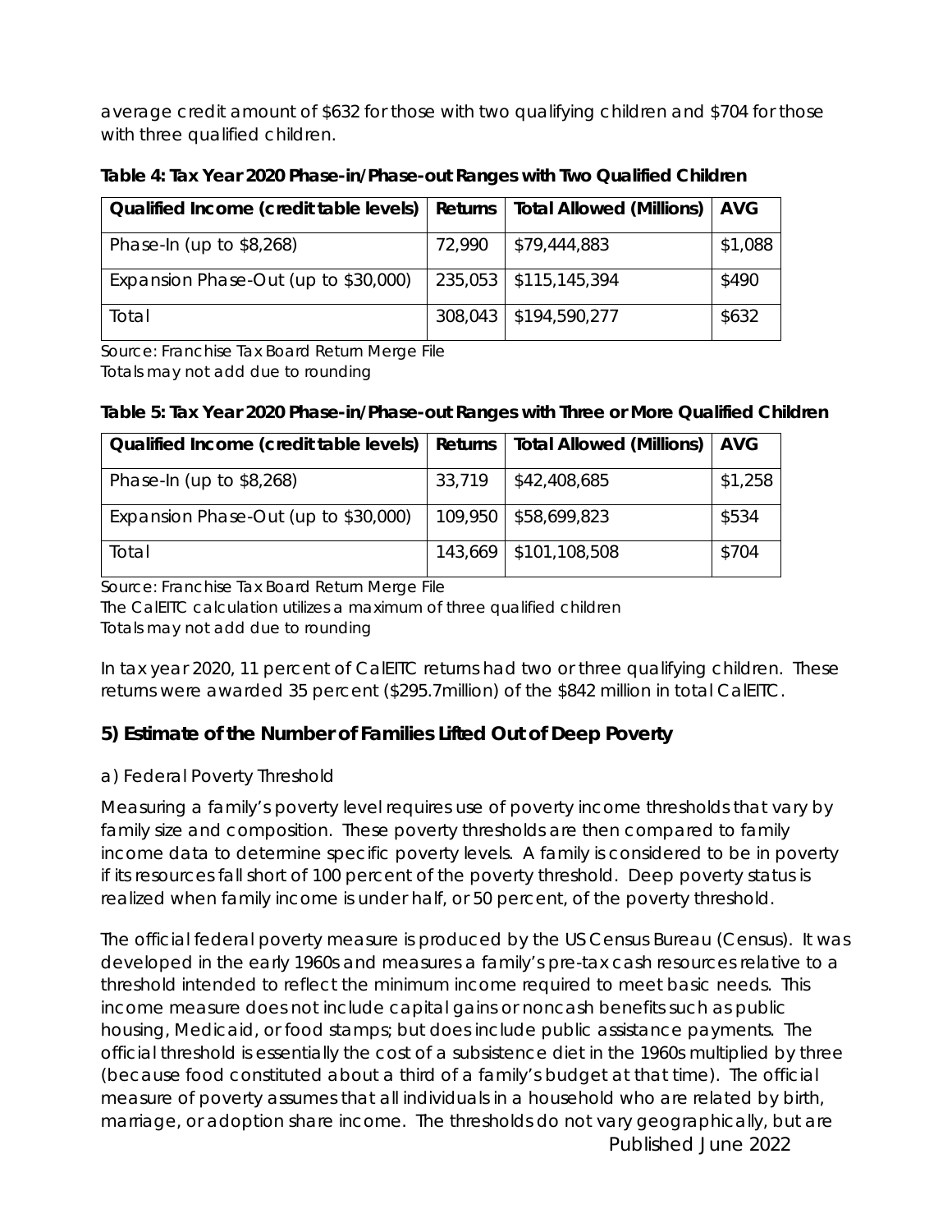average credit amount of $632 for those with two qualifying children and $704 for those with three qualified children.

**Table 4: Tax Year 2020 Phase-in/Phase-out Ranges with Two Qualified Children**

| Qualified Income (credit table levels) | Returns | Total Allowed (Millions) | AVG |
|---|---|---|---|
| Phase-In (up to $8,268) | 72,990 | $79,444,883 | $1,088 |
| Expansion Phase-Out (up to $30,000) | 235,053 | $115,145,394 | $490 |
| Total | 308,043 | $194,590,277 | $632 |

*Source: Franchise Tax Board Return Merge File*
*Totals may not add due to rounding*

**Table 5: Tax Year 2020 Phase-in/Phase-out Ranges with Three or More Qualified Children**

| Qualified Income (credit table levels) | Returns | Total Allowed (Millions) | AVG |
|---|---|---|---|
| Phase-In (up to $8,268) | 33,719 | $42,408,685 | $1,258 |
| Expansion Phase-Out (up to $30,000) | 109,950 | $58,699,823 | $534 |
| Total | 143,669 | $101,108,508 | $704 |

*Source: Franchise Tax Board Return Merge File*
*The CalEITC calculation utilizes a maximum of three qualified children*
*Totals may not add due to rounding*

In tax year 2020, 11 percent of CalEITC returns had two or three qualifying children. These returns were awarded 35 percent ($295.7million) of the $842 million in total CalEITC.

## 5) Estimate of the Number of Families Lifted Out of Deep Poverty

### a) Federal Poverty Threshold

Measuring a family's poverty level requires use of poverty income thresholds that vary by family size and composition. These poverty thresholds are then compared to family income data to determine specific poverty levels. A family is considered to be in poverty if its resources fall short of 100 percent of the poverty threshold. Deep poverty status is realized when family income is under half, or 50 percent, of the poverty threshold.

The official federal poverty measure is produced by the US Census Bureau (Census). It was developed in the early 1960s and measures a family's pre-tax cash resources relative to a threshold intended to reflect the minimum income required to meet basic needs. This income measure does not include capital gains or noncash benefits such as public housing, Medicaid, or food stamps; but does include public assistance payments. The official threshold is essentially the cost of a subsistence diet in the 1960s multiplied by three (because food constituted about a third of a family's budget at that time). The official measure of poverty assumes that all individuals in a household who are related by birth, marriage, or adoption share income. The thresholds do not vary geographically, but are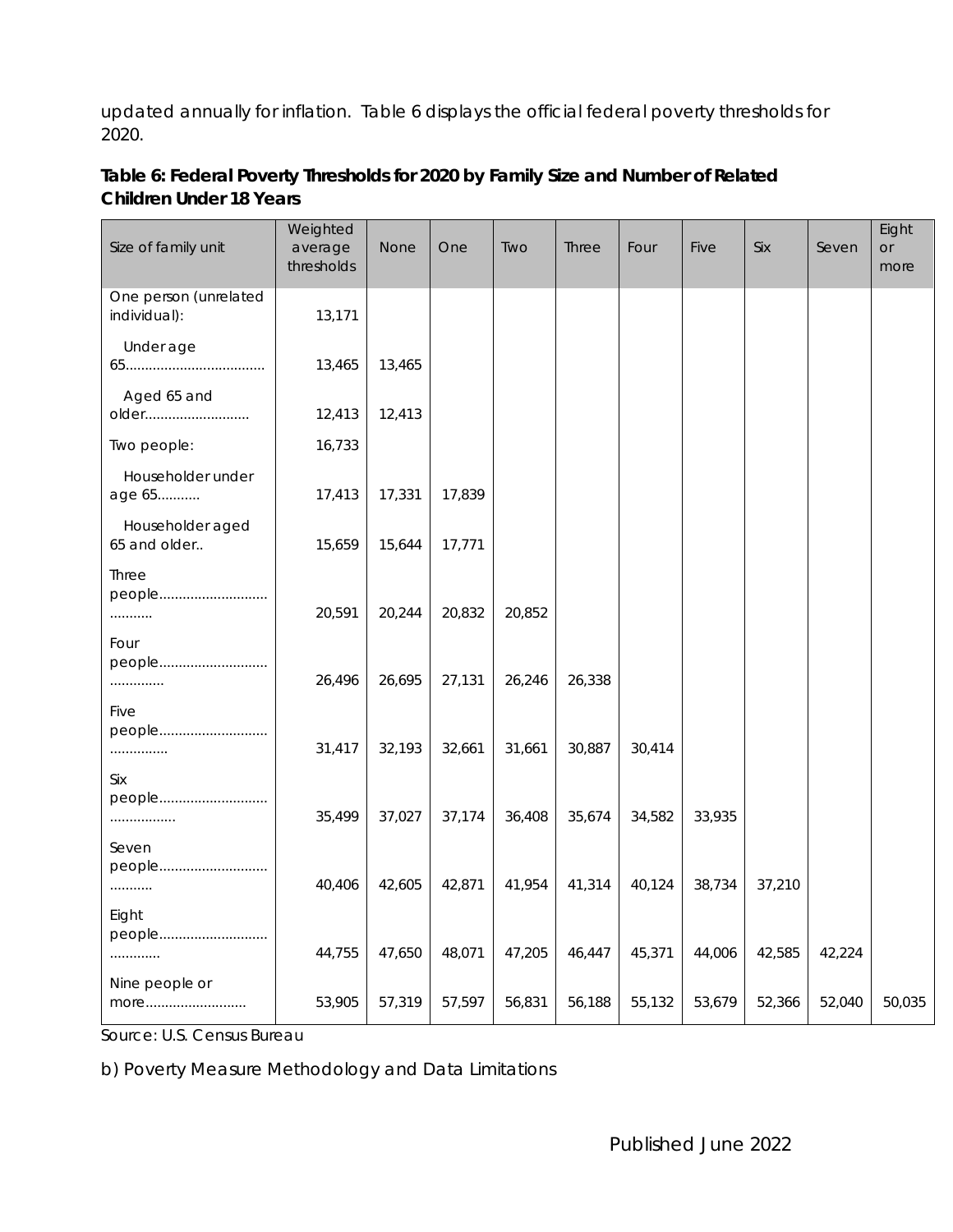updated annually for inflation. Table 6 displays the official federal poverty thresholds for 2020.

**Table 6: Federal Poverty Thresholds for 2020 by Family Size and Number of Related Children Under 18 Years**

| Size of family unit | Weighted average thresholds | None | One | Two | Three | Four | Five | Six | Seven | Eight or more |
|---|---|---|---|---|---|---|---|---|---|---|
| One person (unrelated individual): | 13,171 | | | | | | | | | |
| Under age 65.................................... | 13,465 | 13,465 | | | | | | | | |
| Aged 65 and older........................... | 12,413 | 12,413 | | | | | | | | |
| Two people: | 16,733 | | | | | | | | | |
| Householder under age 65........... | 17,413 | 17,331 | 17,839 | | | | | | | |
| Householder aged 65 and older.. | 15,659 | 15,644 | 17,771 | | | | | | | |
| Three people........................... .......... | 20,591 | 20,244 | 20,832 | 20,852 | | | | | | |
| Four people........................... ............. | 26,496 | 26,695 | 27,131 | 26,246 | 26,338 | | | | | |
| Five people........................... .............. | 31,417 | 32,193 | 32,661 | 31,661 | 30,887 | 30,414 | | | | |
| Six people........................... ................ | 35,499 | 37,027 | 37,174 | 36,408 | 35,674 | 34,582 | 33,935 | | | |
| Seven people........................... .......... | 40,406 | 42,605 | 42,871 | 41,954 | 41,314 | 40,124 | 38,734 | 37,210 | | |
| Eight people........................... ............ | 44,755 | 47,650 | 48,071 | 47,205 | 46,447 | 45,371 | 44,006 | 42,585 | 42,224 | |
| Nine people or more......................... | 53,905 | 57,319 | 57,597 | 56,831 | 56,188 | 55,132 | 53,679 | 52,366 | 52,040 | 50,035 |

Source: U.S. Census Bureau

b) Poverty Measure Methodology and Data Limitations

Published June 2022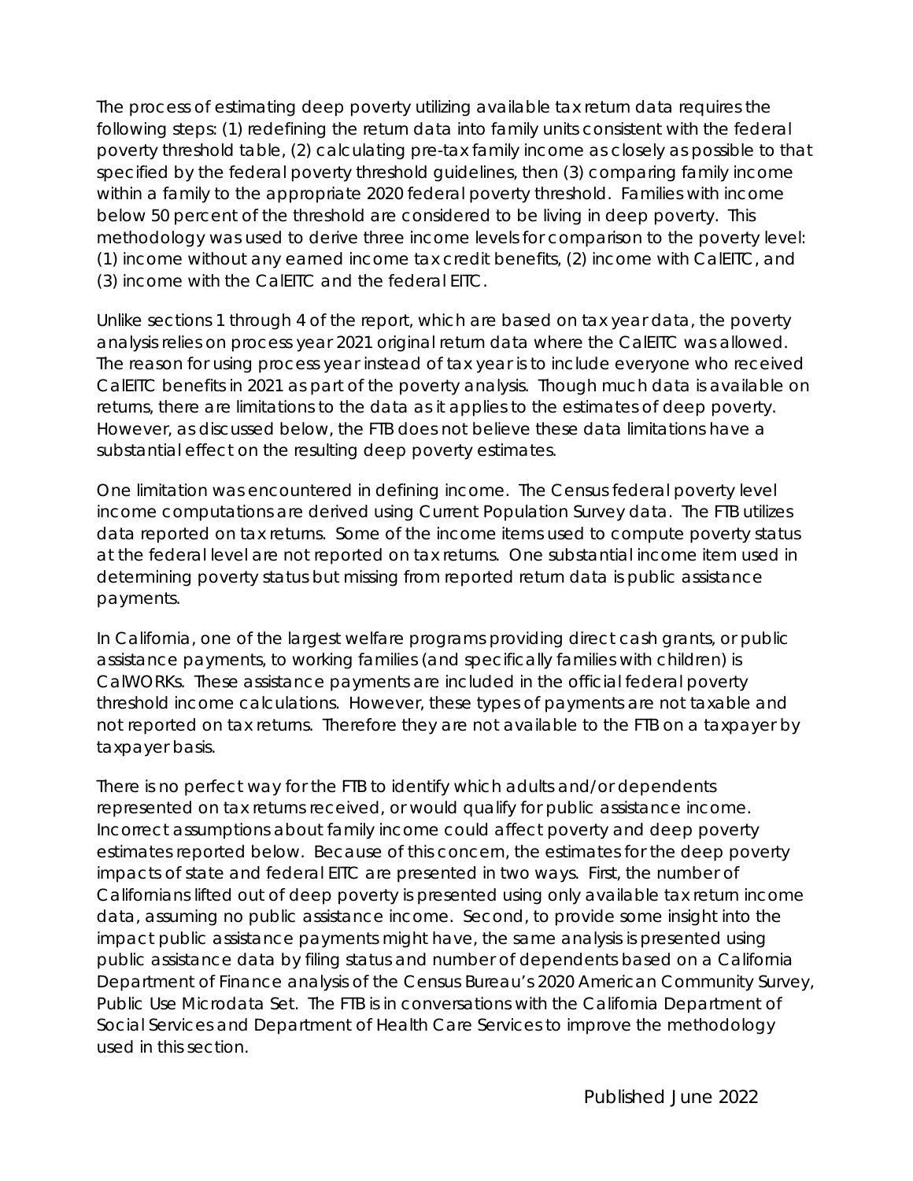The process of estimating deep poverty utilizing available tax return data requires the following steps: (1) redefining the return data into family units consistent with the federal poverty threshold table, (2) calculating pre-tax family income as closely as possible to that specified by the federal poverty threshold guidelines, then (3) comparing family income within a family to the appropriate 2020 federal poverty threshold. Families with income below 50 percent of the threshold are considered to be living in deep poverty. This methodology was used to derive three income levels for comparison to the poverty level: (1) income without any earned income tax credit benefits, (2) income with CalEITC, and (3) income with the CalEITC and the federal EITC.

Unlike sections 1 through 4 of the report, which are based on tax year data, the poverty analysis relies on process year 2021 original return data where the CalEITC was allowed. The reason for using process year instead of tax year is to include everyone who received CalEITC benefits in 2021 as part of the poverty analysis. Though much data is available on returns, there are limitations to the data as it applies to the estimates of deep poverty. However, as discussed below, the FTB does not believe these data limitations have a substantial effect on the resulting deep poverty estimates.

One limitation was encountered in defining income. The Census federal poverty level income computations are derived using Current Population Survey data. The FTB utilizes data reported on tax returns. Some of the income items used to compute poverty status at the federal level are not reported on tax returns. One substantial income item used in determining poverty status but missing from reported return data is public assistance payments.

In California, one of the largest welfare programs providing direct cash grants, or public assistance payments, to working families (and specifically families with children) is CalWORKs. These assistance payments are included in the official federal poverty threshold income calculations. However, these types of payments are not taxable and not reported on tax returns. Therefore they are not available to the FTB on a taxpayer by taxpayer basis.

There is no perfect way for the FTB to identify which adults and/or dependents represented on tax returns received, or would qualify for public assistance income. Incorrect assumptions about family income could affect poverty and deep poverty estimates reported below. Because of this concern, the estimates for the deep poverty impacts of state and federal EITC are presented in two ways. First, the number of Californians lifted out of deep poverty is presented using only available tax return income data, assuming no public assistance income. Second, to provide some insight into the impact public assistance payments might have, the same analysis is presented using public assistance data by filing status and number of dependents based on a California Department of Finance analysis of the Census Bureau's 2020 American Community Survey, Public Use Microdata Set. The FTB is in conversations with the California Department of Social Services and Department of Health Care Services to improve the methodology used in this section.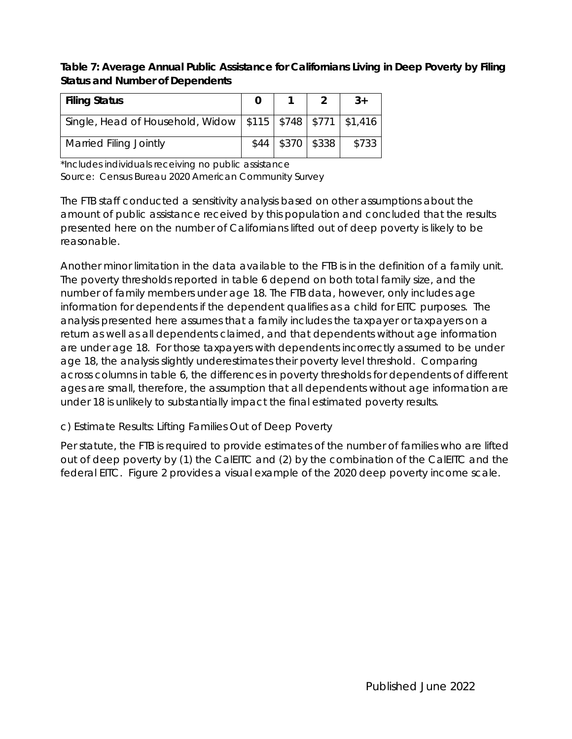**Table 7: Average Annual Public Assistance for Californians Living in Deep Poverty by Filing Status and Number of Dependents**

| Filing Status | 0 | 1 | 2 | 3+ |
|---|---|---|---|---|
| Single, Head of Household, Widow | $115 | $748 | $771 | $1,416 |
| Married Filing Jointly | $44 | $370 | $338 | $733 |

*Includes individuals receiving no public assistance
Source: Census Bureau 2020 American Community Survey

The FTB staff conducted a sensitivity analysis based on other assumptions about the amount of public assistance received by this population and concluded that the results presented here on the number of Californians lifted out of deep poverty is likely to be reasonable.

Another minor limitation in the data available to the FTB is in the definition of a family unit. The poverty thresholds reported in table 6 depend on both total family size, and the number of family members under age 18. The FTB data, however, only includes age information for dependents if the dependent qualifies as a child for EITC purposes. The analysis presented here assumes that a family includes the taxpayer or taxpayers on a return as well as all dependents claimed, and that dependents without age information are under age 18. For those taxpayers with dependents incorrectly assumed to be under age 18, the analysis slightly underestimates their poverty level threshold. Comparing across columns in table 6, the differences in poverty thresholds for dependents of different ages are small, therefore, the assumption that all dependents without age information are under 18 is unlikely to substantially impact the final estimated poverty results.

c) Estimate Results: Lifting Families Out of Deep Poverty

Per statute, the FTB is required to provide estimates of the number of families who are lifted out of deep poverty by (1) the CalEITC and (2) by the combination of the CalEITC and the federal EITC. Figure 2 provides a visual example of the 2020 deep poverty income scale.

Published June 2022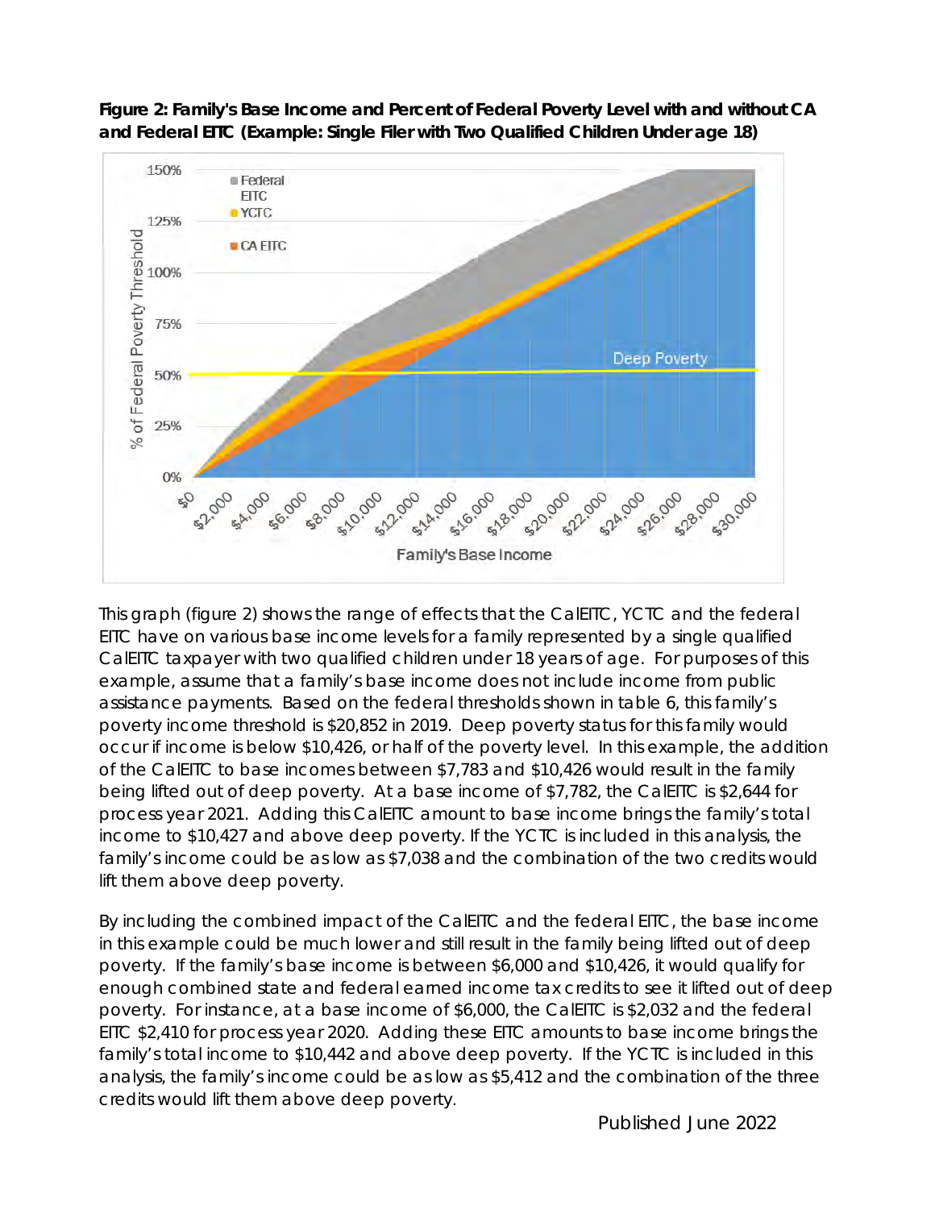**Figure 2: Family's Base Income and Percent of Federal Poverty Level with and without CA and Federal EITC (Example: Single Filer with Two Qualified Children Under age 18)**

This graph (figure 2) shows the range of effects that the CalEITC, YCTC and the federal EITC have on various base income levels for a family represented by a single qualified CalEITC taxpayer with two qualified children under 18 years of age. For purposes of this example, assume that a family's base income does not include income from public assistance payments. Based on the federal thresholds shown in table 6, this family's poverty income threshold is $20,852 in 2019. Deep poverty status for this family would occur if income is below $10,426, or half of the poverty level. In this example, the addition of the CalEITC to base incomes between $7,783 and $10,426 would result in the family being lifted out of deep poverty. At a base income of $7,782, the CalEITC is $2,644 for process year 2021. Adding this CalEITC amount to base income brings the family's total income to $10,427 and above deep poverty. If the YCTC is included in this analysis, the family's income could be as low as $7,038 and the combination of the two credits would lift them above deep poverty.

By including the combined impact of the CalEITC and the federal EITC, the base income in this example could be much lower and still result in the family being lifted out of deep poverty. If the family's base income is between $6,000 and $10,426, it would qualify for enough combined state and federal earned income tax credits to see it lifted out of deep poverty. For instance, at a base income of $6,000, the CalEITC is $2,032 and the federal EITC $2,410 for process year 2020. Adding these EITC amounts to base income brings the family's total income to $10,442 and above deep poverty. If the YCTC is included in this analysis, the family's income could be as low as $5,412 and the combination of the three credits would lift them above deep poverty.

Published June 2022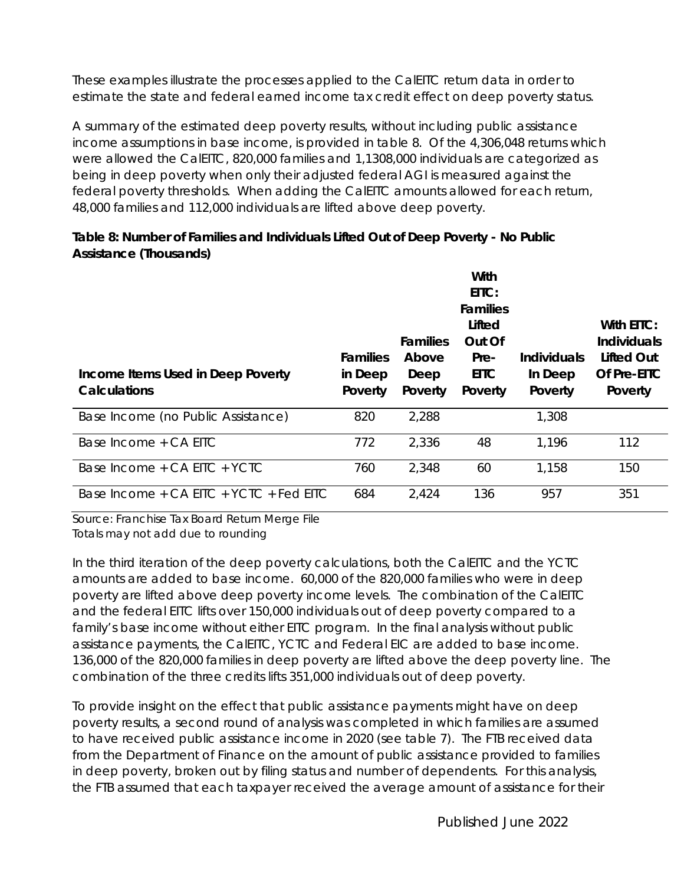These examples illustrate the processes applied to the CalEITC return data in order to estimate the state and federal earned income tax credit effect on deep poverty status.

A summary of the estimated deep poverty results, without including public assistance income assumptions in base income, is provided in table 8. Of the 4,306,048 returns which were allowed the CalEITC, 820,000 families and 1,1308,000 individuals are categorized as being in deep poverty when only their adjusted federal AGI is measured against the federal poverty thresholds. When adding the CalEITC amounts allowed for each return, 48,000 families and 112,000 individuals are lifted above deep poverty.

**Table 8: Number of Families and Individuals Lifted Out of Deep Poverty - No Public Assistance (Thousands)**

| Income Items Used in Deep Poverty Calculations | Families in Deep Poverty | Families Above Deep Poverty | With EITC: Families Lifted Out Of Pre-EITC Poverty | Individuals In Deep Poverty | With EITC: Individuals Lifted Out Of Pre-EITC Poverty |
|---|---|---|---|---|---|
| Base Income (no Public Assistance) | 820 | 2,288 | | 1,308 | |
| Base Income + CA EITC | 772 | 2,336 | 48 | 1,196 | 112 |
| Base Income + CA EITC + YCTC | 760 | 2,348 | 60 | 1,158 | 150 |
| Base Income + CA EITC + YCTC + Fed EITC | 684 | 2,424 | 136 | 957 | 351 |

Source: Franchise Tax Board Return Merge File
Totals may not add due to rounding

In the third iteration of the deep poverty calculations, both the CalEITC and the YCTC amounts are added to base income. 60,000 of the 820,000 families who were in deep poverty are lifted above deep poverty income levels. The combination of the CalEITC and the federal EITC lifts over 150,000 individuals out of deep poverty compared to a family's base income without either EITC program. In the final analysis without public assistance payments, the CalEITC, YCTC and Federal EIC are added to base income. 136,000 of the 820,000 families in deep poverty are lifted above the deep poverty line. The combination of the three credits lifts 351,000 individuals out of deep poverty.

To provide insight on the effect that public assistance payments might have on deep poverty results, a second round of analysis was completed in which families are assumed to have received public assistance income in 2020 (see table 7). The FTB received data from the Department of Finance on the amount of public assistance provided to families in deep poverty, broken out by filing status and number of dependents. For this analysis, the FTB assumed that each taxpayer received the average amount of assistance for their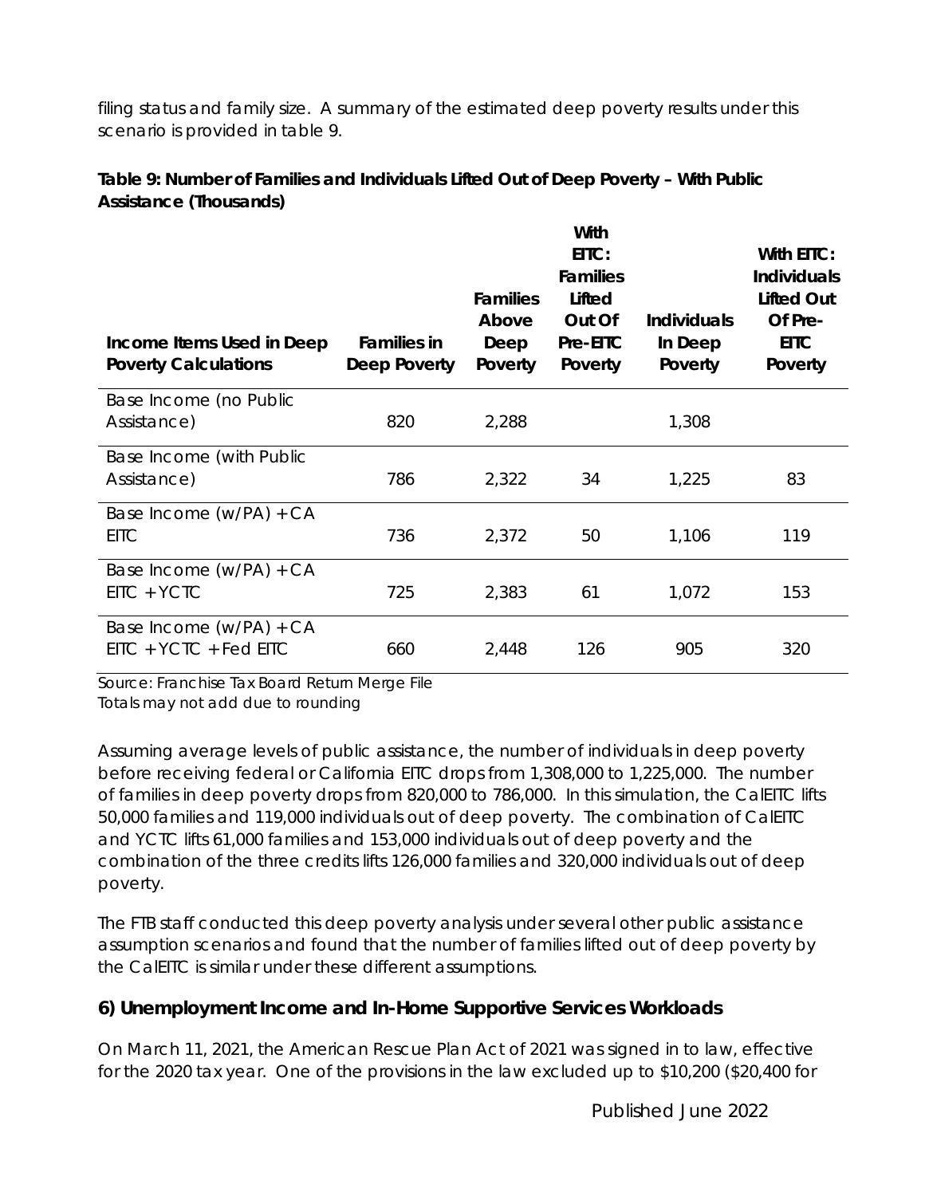filing status and family size. A summary of the estimated deep poverty results under this scenario is provided in table 9.

**Table 9: Number of Families and Individuals Lifted Out of Deep Poverty – With Public Assistance (Thousands)**

| Income Items Used in Deep Poverty Calculations | Families in Deep Poverty | Families Above Deep Poverty | With EITC: Families Lifted Out Of Pre-EITC Poverty | Individuals In Deep Poverty | With EITC: Individuals Lifted Out Of Pre-EITC Poverty |
|---|---|---|---|---|---|
| Base Income (no Public Assistance) | 820 | 2,288 | | 1,308 | |
| Base Income (with Public Assistance) | 786 | 2,322 | 34 | 1,225 | 83 |
| Base Income (w/PA) + CA EITC | 736 | 2,372 | 50 | 1,106 | 119 |
| Base Income (w/PA) + CA EITC + YCTC | 725 | 2,383 | 61 | 1,072 | 153 |
| Base Income (w/PA) + CA EITC + YCTC + Fed EITC | 660 | 2,448 | 126 | 905 | 320 |

Source: Franchise Tax Board Return Merge File
Totals may not add due to rounding

Assuming average levels of public assistance, the number of individuals in deep poverty before receiving federal or California EITC drops from 1,308,000 to 1,225,000. The number of families in deep poverty drops from 820,000 to 786,000. In this simulation, the CalEITC lifts 50,000 families and 119,000 individuals out of deep poverty. The combination of CalEITC and YCTC lifts 61,000 families and 153,000 individuals out of deep poverty and the combination of the three credits lifts 126,000 families and 320,000 individuals out of deep poverty.

The FTB staff conducted this deep poverty analysis under several other public assistance assumption scenarios and found that the number of families lifted out of deep poverty by the CalEITC is similar under these different assumptions.

### 6) Unemployment Income and In-Home Supportive Services Workloads

On March 11, 2021, the American Rescue Plan Act of 2021 was signed in to law, effective for the 2020 tax year. One of the provisions in the law excluded up to $10,200 ($20,400 for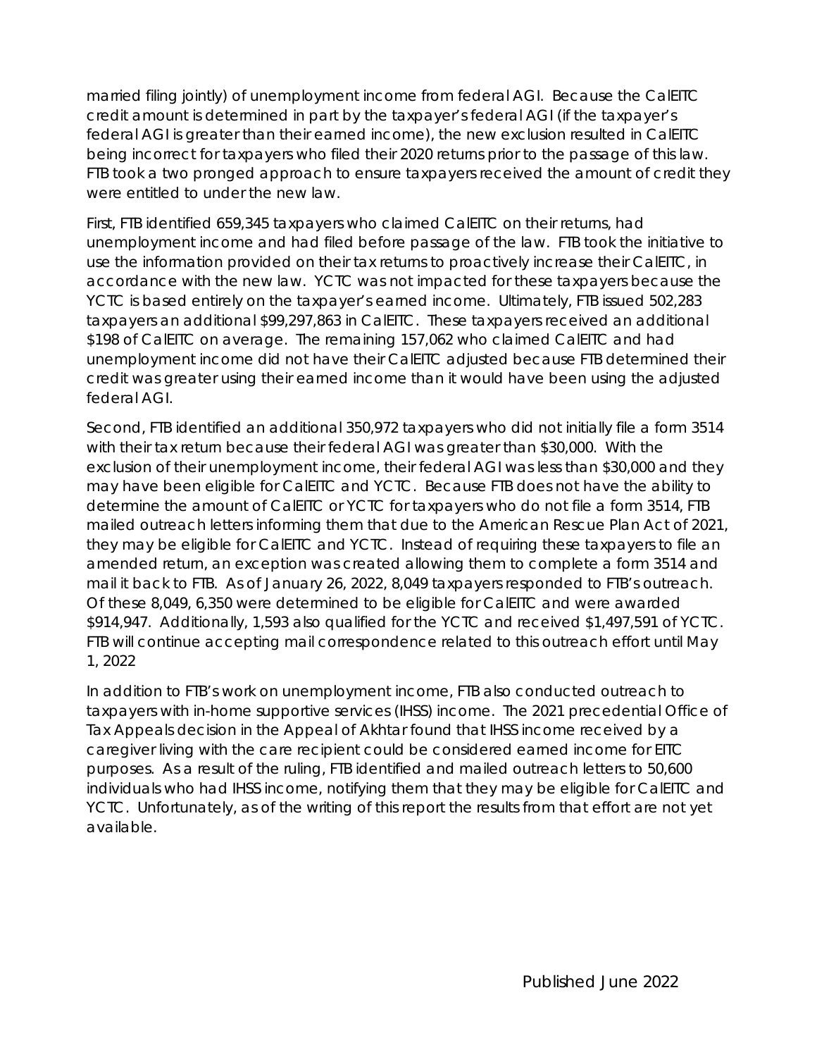married filing jointly) of unemployment income from federal AGI. Because the CalEITC credit amount is determined in part by the taxpayer's federal AGI (if the taxpayer's federal AGI is greater than their earned income), the new exclusion resulted in CalEITC being incorrect for taxpayers who filed their 2020 returns prior to the passage of this law. FTB took a two pronged approach to ensure taxpayers received the amount of credit they were entitled to under the new law.

First, FTB identified 659,345 taxpayers who claimed CalEITC on their returns, had unemployment income and had filed before passage of the law. FTB took the initiative to use the information provided on their tax returns to proactively increase their CalEITC, in accordance with the new law. YCTC was not impacted for these taxpayers because the YCTC is based entirely on the taxpayer's earned income. Ultimately, FTB issued 502,283 taxpayers an additional $99,297,863 in CalEITC. These taxpayers received an additional $198 of CalEITC on average. The remaining 157,062 who claimed CalEITC and had unemployment income did not have their CalEITC adjusted because FTB determined their credit was greater using their earned income than it would have been using the adjusted federal AGI.

Second, FTB identified an additional 350,972 taxpayers who did not initially file a form 3514 with their tax return because their federal AGI was greater than $30,000. With the exclusion of their unemployment income, their federal AGI was less than $30,000 and they may have been eligible for CalEITC and YCTC. Because FTB does not have the ability to determine the amount of CalEITC or YCTC for taxpayers who do not file a form 3514, FTB mailed outreach letters informing them that due to the American Rescue Plan Act of 2021, they may be eligible for CalEITC and YCTC. Instead of requiring these taxpayers to file an amended return, an exception was created allowing them to complete a form 3514 and mail it back to FTB. As of January 26, 2022, 8,049 taxpayers responded to FTB's outreach. Of these 8,049, 6,350 were determined to be eligible for CalEITC and were awarded $914,947. Additionally, 1,593 also qualified for the YCTC and received $1,497,591 of YCTC. FTB will continue accepting mail correspondence related to this outreach effort until May 1, 2022

In addition to FTB's work on unemployment income, FTB also conducted outreach to taxpayers with in-home supportive services (IHSS) income. The 2021 precedential Office of Tax Appeals decision in the Appeal of Akhtar found that IHSS income received by a caregiver living with the care recipient could be considered earned income for EITC purposes. As a result of the ruling, FTB identified and mailed outreach letters to 50,600 individuals who had IHSS income, notifying them that they may be eligible for CalEITC and YCTC. Unfortunately, as of the writing of this report the results from that effort are not yet available.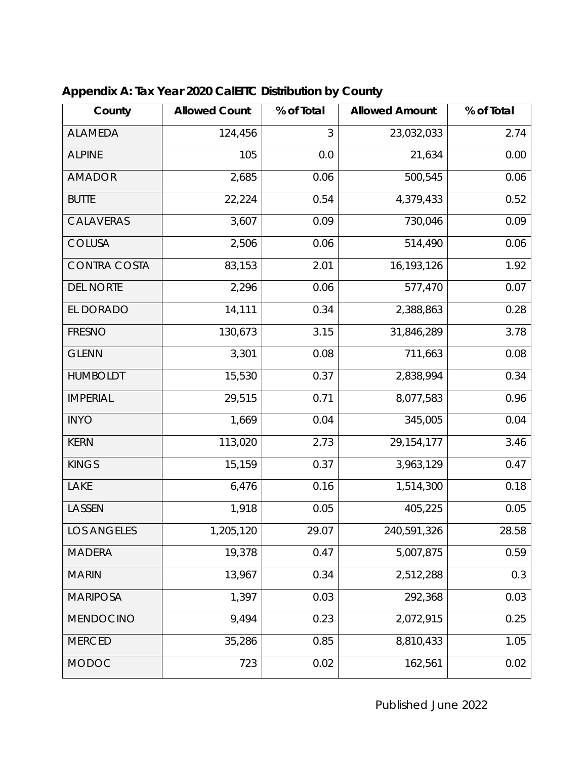## Appendix A: Tax Year 2020 CalEITC Distribution by County

| County | Allowed Count | % of Total | Allowed Amount | % of Total |
|---|---|---|---|---|
| ALAMEDA | 124,456 | 3 | 23,032,033 | 2.74 |
| ALPINE | 105 | 0.0 | 21,634 | 0.00 |
| AMADOR | 2,685 | 0.06 | 500,545 | 0.06 |
| BUTTE | 22,224 | 0.54 | 4,379,433 | 0.52 |
| CALAVERAS | 3,607 | 0.09 | 730,046 | 0.09 |
| COLUSA | 2,506 | 0.06 | 514,490 | 0.06 |
| CONTRA COSTA | 83,153 | 2.01 | 16,193,126 | 1.92 |
| DEL NORTE | 2,296 | 0.06 | 577,470 | 0.07 |
| EL DORADO | 14,111 | 0.34 | 2,388,863 | 0.28 |
| FRESNO | 130,673 | 3.15 | 31,846,289 | 3.78 |
| GLENN | 3,301 | 0.08 | 711,663 | 0.08 |
| HUMBOLDT | 15,530 | 0.37 | 2,838,994 | 0.34 |
| IMPERIAL | 29,515 | 0.71 | 8,077,583 | 0.96 |
| INYO | 1,669 | 0.04 | 345,005 | 0.04 |
| KERN | 113,020 | 2.73 | 29,154,177 | 3.46 |
| KINGS | 15,159 | 0.37 | 3,963,129 | 0.47 |
| LAKE | 6,476 | 0.16 | 1,514,300 | 0.18 |
| LASSEN | 1,918 | 0.05 | 405,225 | 0.05 |
| LOS ANGELES | 1,205,120 | 29.07 | 240,591,326 | 28.58 |
| MADERA | 19,378 | 0.47 | 5,007,875 | 0.59 |
| MARIN | 13,967 | 0.34 | 2,512,288 | 0.3 |
| MARIPOSA | 1,397 | 0.03 | 292,368 | 0.03 |
| MENDOCINO | 9,494 | 0.23 | 2,072,915 | 0.25 |
| MERCED | 35,286 | 0.85 | 8,810,433 | 1.05 |
| MODOC | 723 | 0.02 | 162,561 | 0.02 |

Published June 2022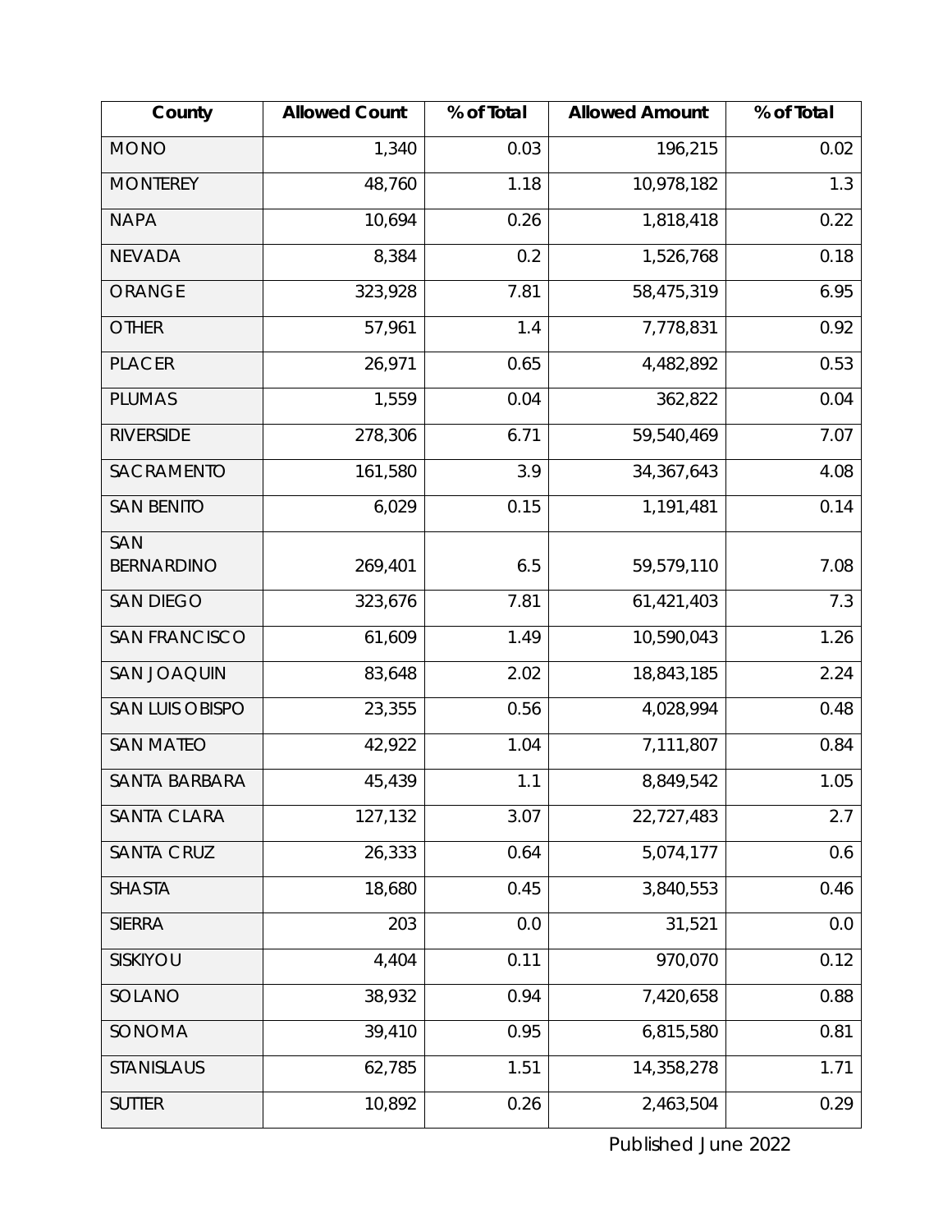| County | Allowed Count | % of Total | Allowed Amount | % of Total |
|---|---|---|---|---|
| MONO | 1,340 | 0.03 | 196,215 | 0.02 |
| MONTEREY | 48,760 | 1.18 | 10,978,182 | 1.3 |
| NAPA | 10,694 | 0.26 | 1,818,418 | 0.22 |
| NEVADA | 8,384 | 0.2 | 1,526,768 | 0.18 |
| ORANGE | 323,928 | 7.81 | 58,475,319 | 6.95 |
| OTHER | 57,961 | 1.4 | 7,778,831 | 0.92 |
| PLACER | 26,971 | 0.65 | 4,482,892 | 0.53 |
| PLUMAS | 1,559 | 0.04 | 362,822 | 0.04 |
| RIVERSIDE | 278,306 | 6.71 | 59,540,469 | 7.07 |
| SACRAMENTO | 161,580 | 3.9 | 34,367,643 | 4.08 |
| SAN BENITO | 6,029 | 0.15 | 1,191,481 | 0.14 |
| SAN BERNARDINO | 269,401 | 6.5 | 59,579,110 | 7.08 |
| SAN DIEGO | 323,676 | 7.81 | 61,421,403 | 7.3 |
| SAN FRANCISCO | 61,609 | 1.49 | 10,590,043 | 1.26 |
| SAN JOAQUIN | 83,648 | 2.02 | 18,843,185 | 2.24 |
| SAN LUIS OBISPO | 23,355 | 0.56 | 4,028,994 | 0.48 |
| SAN MATEO | 42,922 | 1.04 | 7,111,807 | 0.84 |
| SANTA BARBARA | 45,439 | 1.1 | 8,849,542 | 1.05 |
| SANTA CLARA | 127,132 | 3.07 | 22,727,483 | 2.7 |
| SANTA CRUZ | 26,333 | 0.64 | 5,074,177 | 0.6 |
| SHASTA | 18,680 | 0.45 | 3,840,553 | 0.46 |
| SIERRA | 203 | 0.0 | 31,521 | 0.0 |
| SISKIYOU | 4,404 | 0.11 | 970,070 | 0.12 |
| SOLANO | 38,932 | 0.94 | 7,420,658 | 0.88 |
| SONOMA | 39,410 | 0.95 | 6,815,580 | 0.81 |
| STANISLAUS | 62,785 | 1.51 | 14,358,278 | 1.71 |
| SUTTER | 10,892 | 0.26 | 2,463,504 | 0.29 |

Published June 2022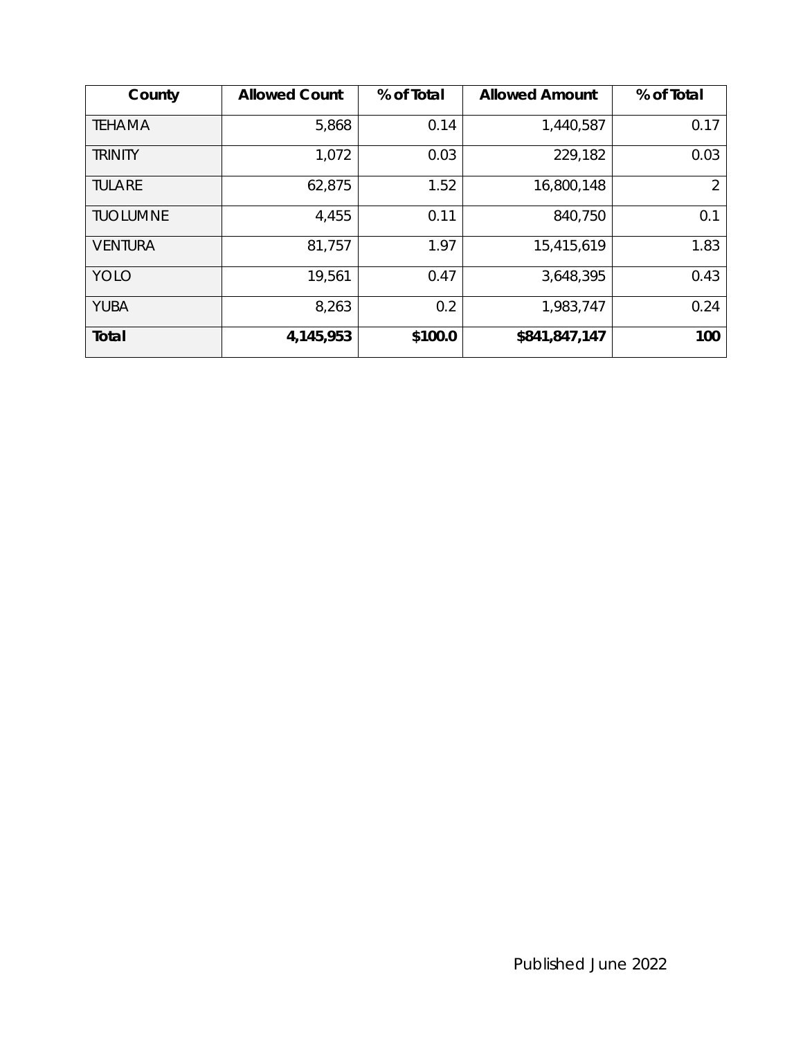| County | Allowed Count | % of Total | Allowed Amount | % of Total |
|---|---|---|---|---|
| TEHAMA | 5,868 | 0.14 | 1,440,587 | 0.17 |
| TRINITY | 1,072 | 0.03 | 229,182 | 0.03 |
| TULARE | 62,875 | 1.52 | 16,800,148 | 2 |
| TUOLUMNE | 4,455 | 0.11 | 840,750 | 0.1 |
| VENTURA | 81,757 | 1.97 | 15,415,619 | 1.83 |
| YOLO | 19,561 | 0.47 | 3,648,395 | 0.43 |
| YUBA | 8,263 | 0.2 | 1,983,747 | 0.24 |
| **Total** | **4,145,953** | **$100.0** | **$841,847,147** | **100** |

Published June 2022